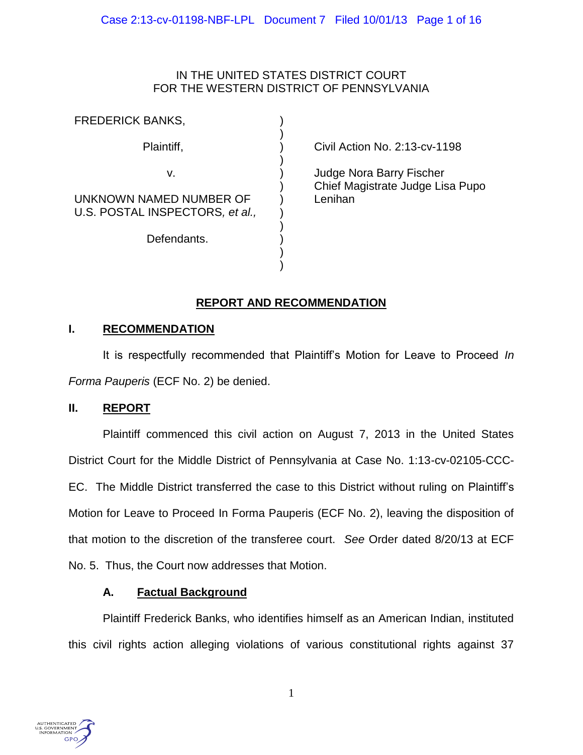IN THE UNITED STATES DISTRICT COURT
FOR THE WESTERN DISTRICT OF PENNSYLVANIA

| | | |
|---|---|---|
| FREDERICK BANKS, | ) | |
| Plaintiff, | ) | Civil Action No. 2:13-cv-1198 |
| v. | ) | Judge Nora Barry Fischer |
| | ) | Chief Magistrate Judge Lisa Pupo Lenihan |
| UNKNOWN NAMED NUMBER OF U.S. POSTAL INSPECTORS, *et al.,* | ) | |
| Defendants. | ) | |

## REPORT AND RECOMMENDATION

### I. RECOMMENDATION

It is respectfully recommended that Plaintiff's Motion for Leave to Proceed *In Forma Pauperis* (ECF No. 2) be denied.

### II. REPORT

Plaintiff commenced this civil action on August 7, 2013 in the United States District Court for the Middle District of Pennsylvania at Case No. 1:13-cv-02105-CCC-EC. The Middle District transferred the case to this District without ruling on Plaintiff's Motion for Leave to Proceed In Forma Pauperis (ECF No. 2), leaving the disposition of that motion to the discretion of the transferee court. *See* Order dated 8/20/13 at ECF No. 5. Thus, the Court now addresses that Motion.

#### A. Factual Background

Plaintiff Frederick Banks, who identifies himself as an American Indian, instituted this civil rights action alleging violations of various constitutional rights against 37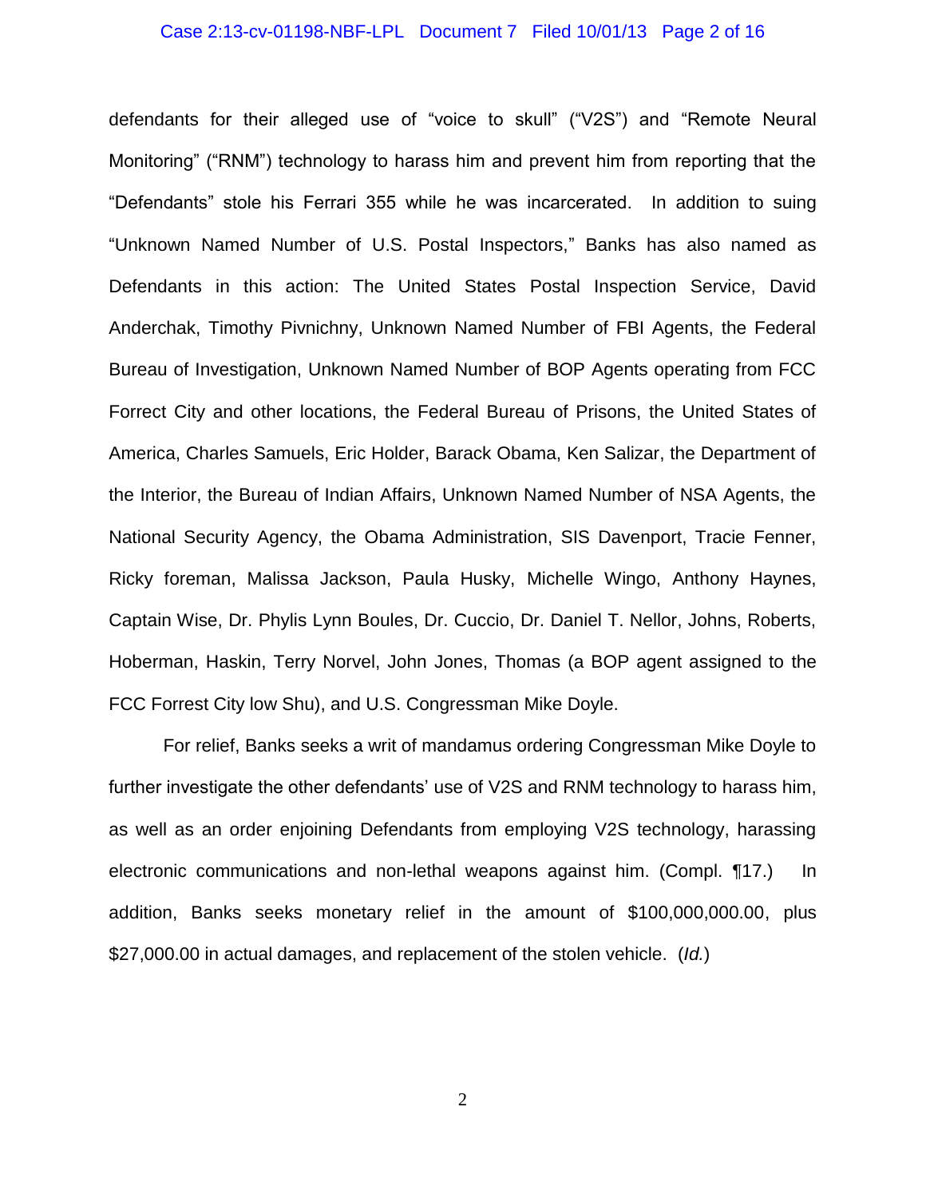defendants for their alleged use of “voice to skull” (“V2S”) and “Remote Neural Monitoring” (“RNM”) technology to harass him and prevent him from reporting that the “Defendants” stole his Ferrari 355 while he was incarcerated. In addition to suing “Unknown Named Number of U.S. Postal Inspectors,” Banks has also named as Defendants in this action: The United States Postal Inspection Service, David Anderchak, Timothy Pivnichny, Unknown Named Number of FBI Agents, the Federal Bureau of Investigation, Unknown Named Number of BOP Agents operating from FCC Forrect City and other locations, the Federal Bureau of Prisons, the United States of America, Charles Samuels, Eric Holder, Barack Obama, Ken Salizar, the Department of the Interior, the Bureau of Indian Affairs, Unknown Named Number of NSA Agents, the National Security Agency, the Obama Administration, SIS Davenport, Tracie Fenner, Ricky foreman, Malissa Jackson, Paula Husky, Michelle Wingo, Anthony Haynes, Captain Wise, Dr. Phylis Lynn Boules, Dr. Cuccio, Dr. Daniel T. Nellor, Johns, Roberts, Hoberman, Haskin, Terry Norvel, John Jones, Thomas (a BOP agent assigned to the FCC Forrest City low Shu), and U.S. Congressman Mike Doyle.

For relief, Banks seeks a writ of mandamus ordering Congressman Mike Doyle to further investigate the other defendants’ use of V2S and RNM technology to harass him, as well as an order enjoining Defendants from employing V2S technology, harassing electronic communications and non-lethal weapons against him. (Compl. ¶17.) In addition, Banks seeks monetary relief in the amount of $100,000,000.00, plus $27,000.00 in actual damages, and replacement of the stolen vehicle. (*Id.*)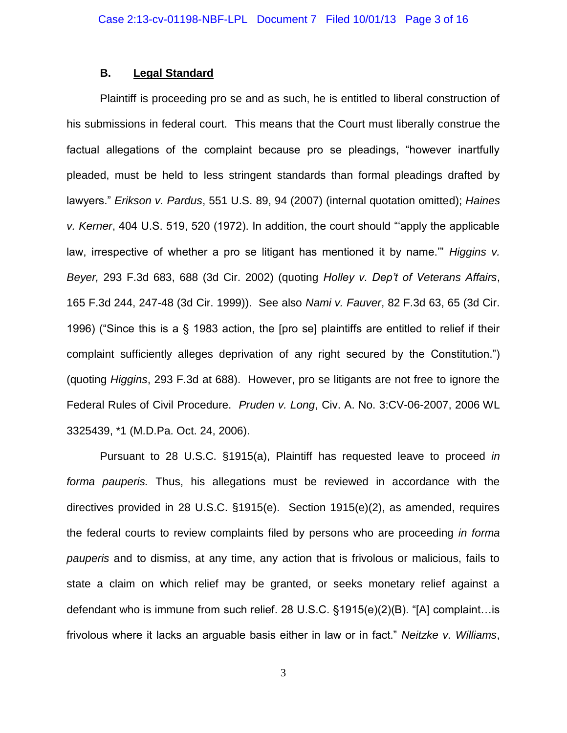### B. Legal Standard

Plaintiff is proceeding pro se and as such, he is entitled to liberal construction of his submissions in federal court. This means that the Court must liberally construe the factual allegations of the complaint because pro se pleadings, "however inartfully pleaded, must be held to less stringent standards than formal pleadings drafted by lawyers." *Erikson v. Pardus*, 551 U.S. 89, 94 (2007) (internal quotation omitted); *Haines v. Kerner*, 404 U.S. 519, 520 (1972). In addition, the court should "'apply the applicable law, irrespective of whether a pro se litigant has mentioned it by name.'" *Higgins v. Beyer,* 293 F.3d 683, 688 (3d Cir. 2002) (quoting *Holley v. Dep't of Veterans Affairs*, 165 F.3d 244, 247-48 (3d Cir. 1999)). See also *Nami v. Fauver*, 82 F.3d 63, 65 (3d Cir. 1996) ("Since this is a § 1983 action, the [pro se] plaintiffs are entitled to relief if their complaint sufficiently alleges deprivation of any right secured by the Constitution.") (quoting *Higgins*, 293 F.3d at 688). However, pro se litigants are not free to ignore the Federal Rules of Civil Procedure. *Pruden v. Long*, Civ. A. No. 3:CV-06-2007, 2006 WL 3325439, *1 (M.D.Pa. Oct. 24, 2006).

Pursuant to 28 U.S.C. §1915(a), Plaintiff has requested leave to proceed *in forma pauperis.* Thus, his allegations must be reviewed in accordance with the directives provided in 28 U.S.C. §1915(e). Section 1915(e)(2), as amended, requires the federal courts to review complaints filed by persons who are proceeding *in forma pauperis* and to dismiss, at any time, any action that is frivolous or malicious, fails to state a claim on which relief may be granted, or seeks monetary relief against a defendant who is immune from such relief. 28 U.S.C. §1915(e)(2)(B). "[A] complaint…is frivolous where it lacks an arguable basis either in law or in fact." *Neitzke v. Williams*,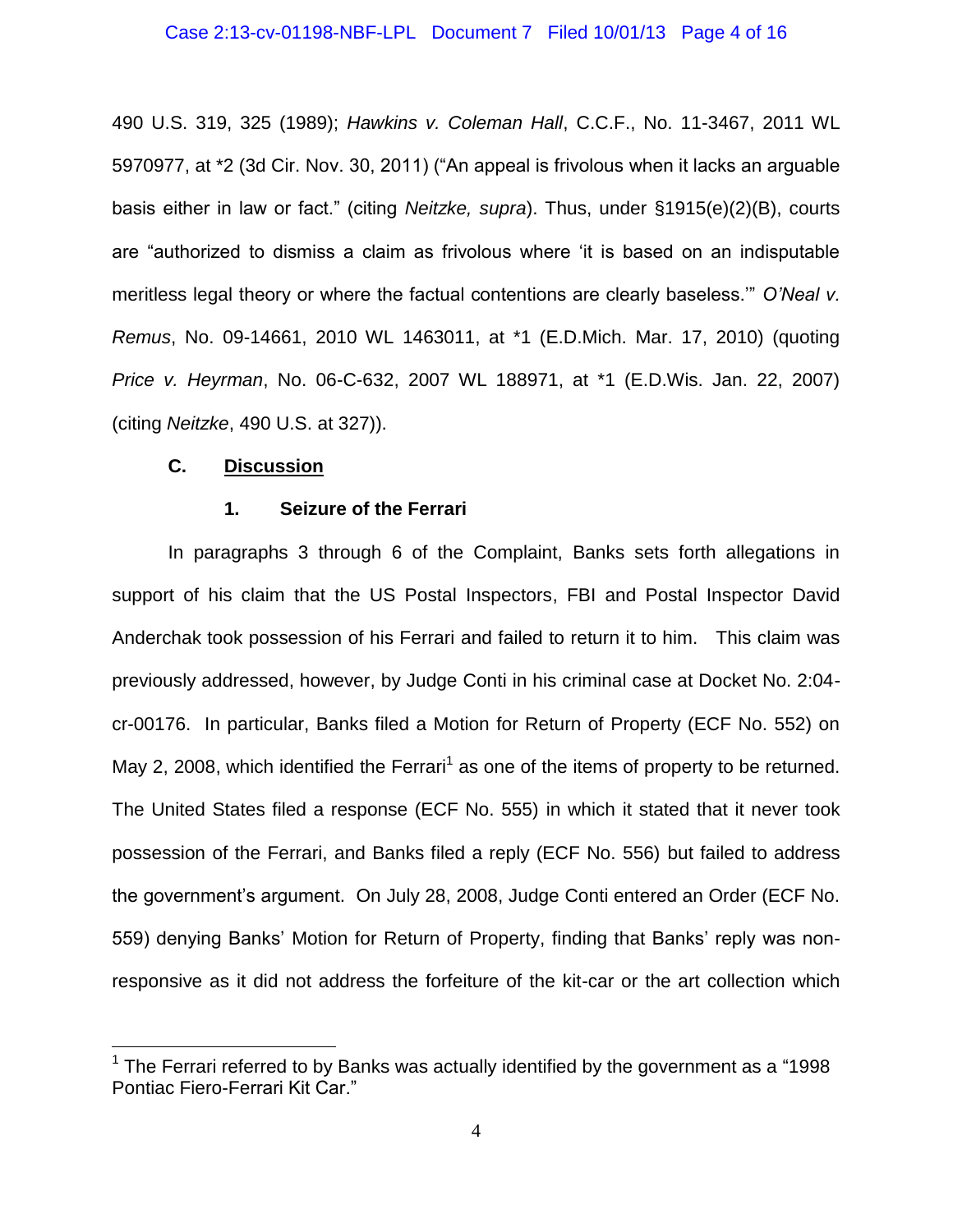490 U.S. 319, 325 (1989); *Hawkins v. Coleman Hall*, C.C.F., No. 11-3467, 2011 WL 5970977, at *2 (3d Cir. Nov. 30, 2011) ("An appeal is frivolous when it lacks an arguable basis either in law or fact." (citing *Neitzke, supra*). Thus, under §1915(e)(2)(B), courts are "authorized to dismiss a claim as frivolous where 'it is based on an indisputable meritless legal theory or where the factual contentions are clearly baseless.'" *O'Neal v. Remus*, No. 09-14661, 2010 WL 1463011, at *1 (E.D.Mich. Mar. 17, 2010) (quoting *Price v. Heyrman*, No. 06-C-632, 2007 WL 188971, at *1 (E.D.Wis. Jan. 22, 2007) (citing *Neitzke*, 490 U.S. at 327)).

**C. Discussion**

**1. Seizure of the Ferrari**

In paragraphs 3 through 6 of the Complaint, Banks sets forth allegations in support of his claim that the US Postal Inspectors, FBI and Postal Inspector David Anderchak took possession of his Ferrari and failed to return it to him. This claim was previously addressed, however, by Judge Conti in his criminal case at Docket No. 2:04-cr-00176. In particular, Banks filed a Motion for Return of Property (ECF No. 552) on May 2, 2008, which identified the Ferrari[1] as one of the items of property to be returned. The United States filed a response (ECF No. 555) in which it stated that it never took possession of the Ferrari, and Banks filed a reply (ECF No. 556) but failed to address the government's argument. On July 28, 2008, Judge Conti entered an Order (ECF No. 559) denying Banks' Motion for Return of Property, finding that Banks' reply was non-responsive as it did not address the forfeiture of the kit-car or the art collection which

[1] The Ferrari referred to by Banks was actually identified by the government as a "1998 Pontiac Fiero-Ferrari Kit Car."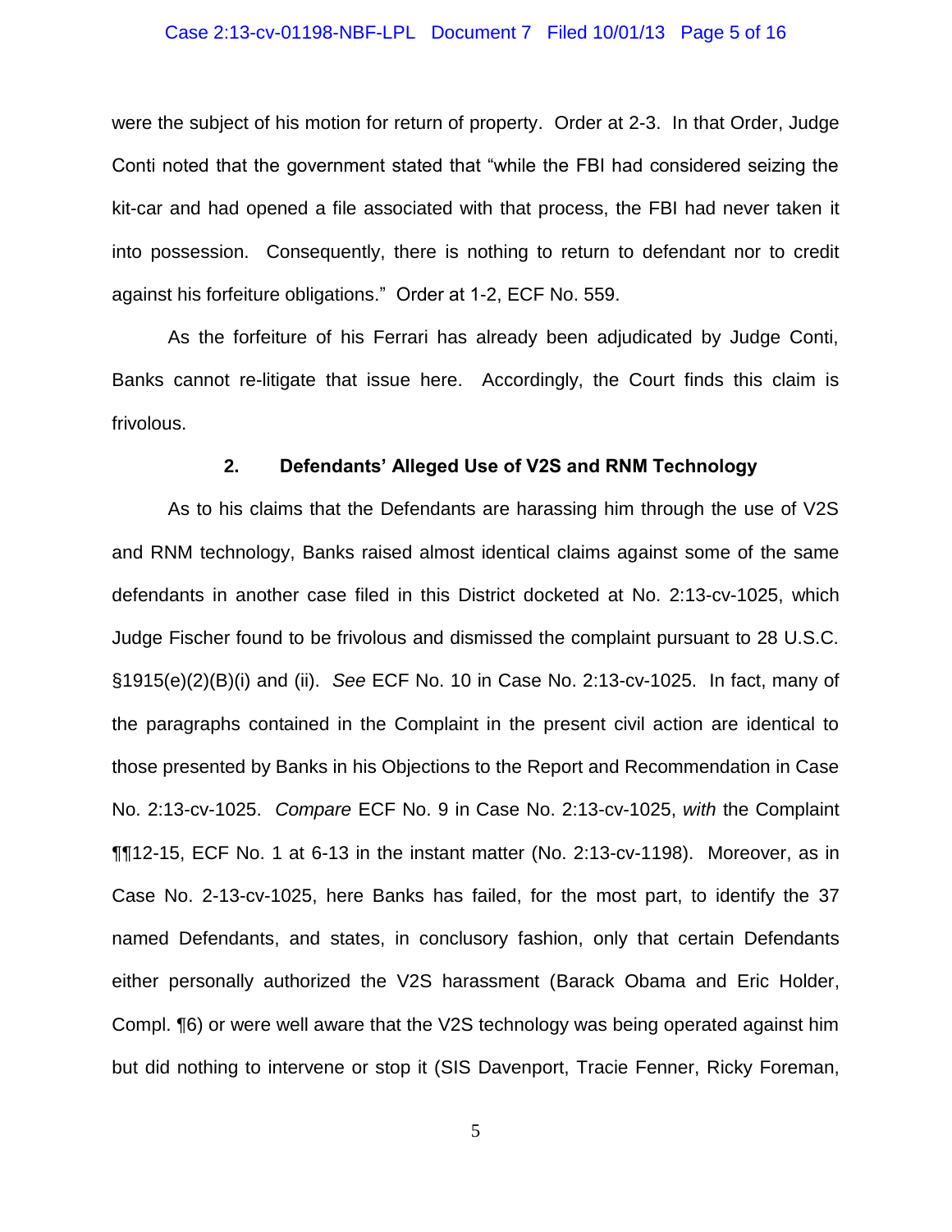were the subject of his motion for return of property. Order at 2-3. In that Order, Judge Conti noted that the government stated that "while the FBI had considered seizing the kit-car and had opened a file associated with that process, the FBI had never taken it into possession. Consequently, there is nothing to return to defendant nor to credit against his forfeiture obligations." Order at 1-2, ECF No. 559.

As the forfeiture of his Ferrari has already been adjudicated by Judge Conti, Banks cannot re-litigate that issue here. Accordingly, the Court finds this claim is frivolous.

### 2. Defendants' Alleged Use of V2S and RNM Technology

As to his claims that the Defendants are harassing him through the use of V2S and RNM technology, Banks raised almost identical claims against some of the same defendants in another case filed in this District docketed at No. 2:13-cv-1025, which Judge Fischer found to be frivolous and dismissed the complaint pursuant to 28 U.S.C. §1915(e)(2)(B)(i) and (ii). *See* ECF No. 10 in Case No. 2:13-cv-1025. In fact, many of the paragraphs contained in the Complaint in the present civil action are identical to those presented by Banks in his Objections to the Report and Recommendation in Case No. 2:13-cv-1025. *Compare* ECF No. 9 in Case No. 2:13-cv-1025, *with* the Complaint ¶¶12-15, ECF No. 1 at 6-13 in the instant matter (No. 2:13-cv-1198). Moreover, as in Case No. 2-13-cv-1025, here Banks has failed, for the most part, to identify the 37 named Defendants, and states, in conclusory fashion, only that certain Defendants either personally authorized the V2S harassment (Barack Obama and Eric Holder, Compl. ¶6) or were well aware that the V2S technology was being operated against him but did nothing to intervene or stop it (SIS Davenport, Tracie Fenner, Ricky Foreman,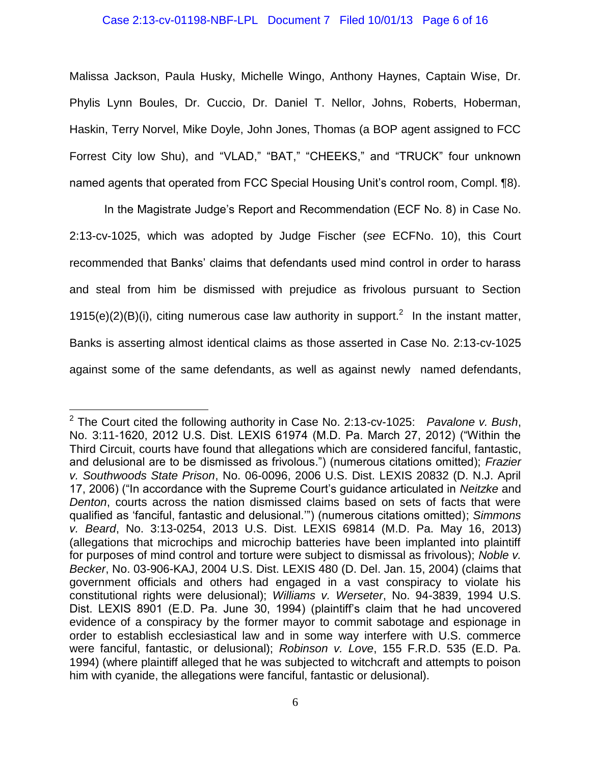Malissa Jackson, Paula Husky, Michelle Wingo, Anthony Haynes, Captain Wise, Dr. Phylis Lynn Boules, Dr. Cuccio, Dr. Daniel T. Nellor, Johns, Roberts, Hoberman, Haskin, Terry Norvel, Mike Doyle, John Jones, Thomas (a BOP agent assigned to FCC Forrest City low Shu), and "VLAD," "BAT," "CHEEKS," and "TRUCK" four unknown named agents that operated from FCC Special Housing Unit's control room, Compl. ¶8).

In the Magistrate Judge's Report and Recommendation (ECF No. 8) in Case No. 2:13-cv-1025, which was adopted by Judge Fischer (*see* ECFNo. 10), this Court recommended that Banks' claims that defendants used mind control in order to harass and steal from him be dismissed with prejudice as frivolous pursuant to Section 1915(e)(2)(B)(i), citing numerous case law authority in support.[2] In the instant matter, Banks is asserting almost identical claims as those asserted in Case No. 2:13-cv-1025 against some of the same defendants, as well as against newly named defendants,

---

[2] The Court cited the following authority in Case No. 2:13-cv-1025: *Pavalone v. Bush*, No. 3:11-1620, 2012 U.S. Dist. LEXIS 61974 (M.D. Pa. March 27, 2012) ("Within the Third Circuit, courts have found that allegations which are considered fanciful, fantastic, and delusional are to be dismissed as frivolous.") (numerous citations omitted); *Frazier v. Southwoods State Prison*, No. 06-0096, 2006 U.S. Dist. LEXIS 20832 (D. N.J. April 17, 2006) ("In accordance with the Supreme Court's guidance articulated in *Neitzke* and *Denton*, courts across the nation dismissed claims based on sets of facts that were qualified as 'fanciful, fantastic and delusional.'") (numerous citations omitted); *Simmons v. Beard*, No. 3:13-0254, 2013 U.S. Dist. LEXIS 69814 (M.D. Pa. May 16, 2013) (allegations that microchips and microchip batteries have been implanted into plaintiff for purposes of mind control and torture were subject to dismissal as frivolous); *Noble v. Becker*, No. 03-906-KAJ, 2004 U.S. Dist. LEXIS 480 (D. Del. Jan. 15, 2004) (claims that government officials and others had engaged in a vast conspiracy to violate his constitutional rights were delusional); *Williams v. Werseter*, No. 94-3839, 1994 U.S. Dist. LEXIS 8901 (E.D. Pa. June 30, 1994) (plaintiff's claim that he had uncovered evidence of a conspiracy by the former mayor to commit sabotage and espionage in order to establish ecclesiastical law and in some way interfere with U.S. commerce were fanciful, fantastic, or delusional); *Robinson v. Love*, 155 F.R.D. 535 (E.D. Pa. 1994) (where plaintiff alleged that he was subjected to witchcraft and attempts to poison him with cyanide, the allegations were fanciful, fantastic or delusional).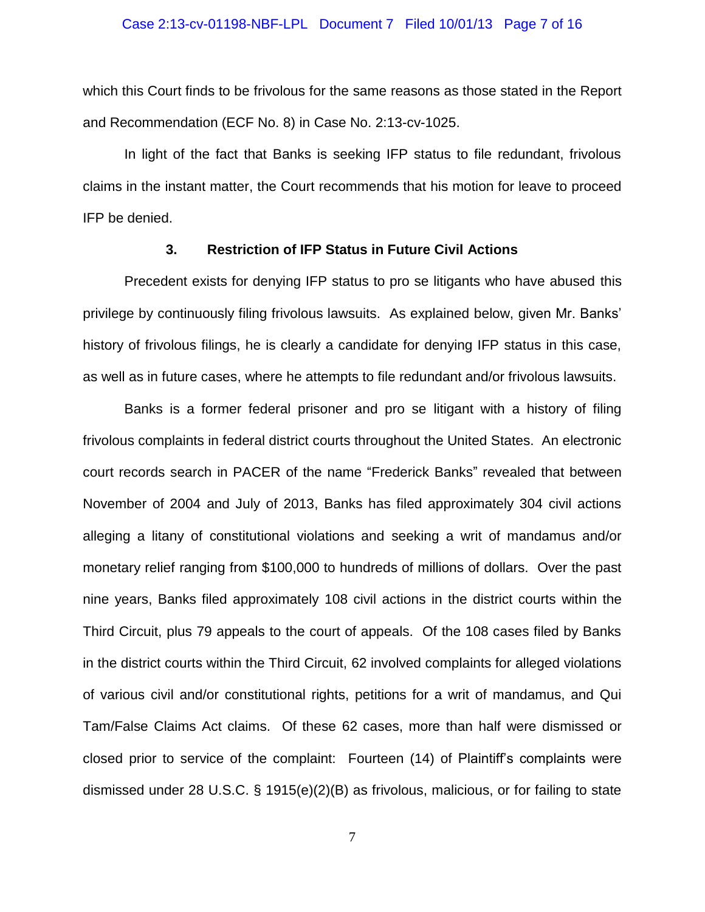which this Court finds to be frivolous for the same reasons as those stated in the Report and Recommendation (ECF No. 8) in Case No. 2:13-cv-1025.

In light of the fact that Banks is seeking IFP status to file redundant, frivolous claims in the instant matter, the Court recommends that his motion for leave to proceed IFP be denied.

### 3. Restriction of IFP Status in Future Civil Actions

Precedent exists for denying IFP status to pro se litigants who have abused this privilege by continuously filing frivolous lawsuits. As explained below, given Mr. Banks' history of frivolous filings, he is clearly a candidate for denying IFP status in this case, as well as in future cases, where he attempts to file redundant and/or frivolous lawsuits.

Banks is a former federal prisoner and pro se litigant with a history of filing frivolous complaints in federal district courts throughout the United States. An electronic court records search in PACER of the name "Frederick Banks" revealed that between November of 2004 and July of 2013, Banks has filed approximately 304 civil actions alleging a litany of constitutional violations and seeking a writ of mandamus and/or monetary relief ranging from $100,000 to hundreds of millions of dollars. Over the past nine years, Banks filed approximately 108 civil actions in the district courts within the Third Circuit, plus 79 appeals to the court of appeals. Of the 108 cases filed by Banks in the district courts within the Third Circuit, 62 involved complaints for alleged violations of various civil and/or constitutional rights, petitions for a writ of mandamus, and Qui Tam/False Claims Act claims. Of these 62 cases, more than half were dismissed or closed prior to service of the complaint: Fourteen (14) of Plaintiff's complaints were dismissed under 28 U.S.C. § 1915(e)(2)(B) as frivolous, malicious, or for failing to state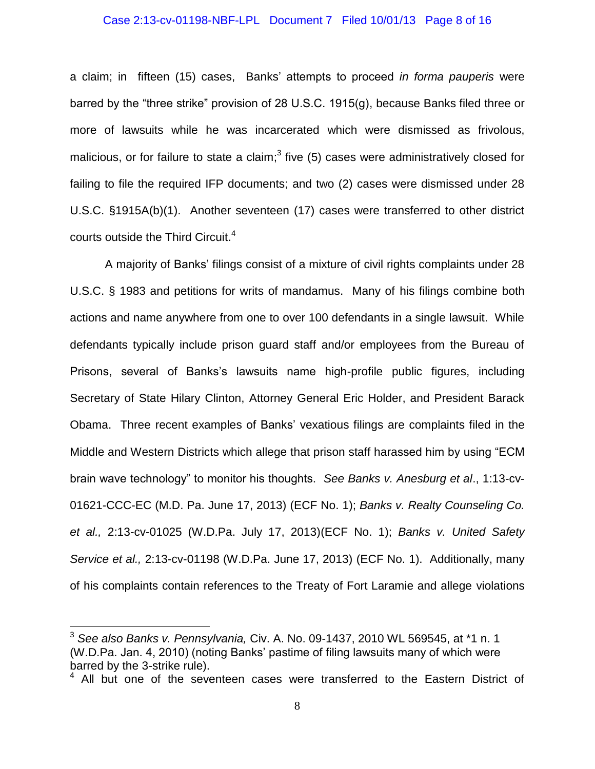a claim; in fifteen (15) cases, Banks' attempts to proceed *in forma pauperis* were barred by the "three strike" provision of 28 U.S.C. 1915(g), because Banks filed three or more of lawsuits while he was incarcerated which were dismissed as frivolous, malicious, or for failure to state a claim;[3] five (5) cases were administratively closed for failing to file the required IFP documents; and two (2) cases were dismissed under 28 U.S.C. §1915A(b)(1). Another seventeen (17) cases were transferred to other district courts outside the Third Circuit.[4]

A majority of Banks' filings consist of a mixture of civil rights complaints under 28 U.S.C. § 1983 and petitions for writs of mandamus. Many of his filings combine both actions and name anywhere from one to over 100 defendants in a single lawsuit. While defendants typically include prison guard staff and/or employees from the Bureau of Prisons, several of Banks's lawsuits name high-profile public figures, including Secretary of State Hilary Clinton, Attorney General Eric Holder, and President Barack Obama. Three recent examples of Banks' vexatious filings are complaints filed in the Middle and Western Districts which allege that prison staff harassed him by using "ECM brain wave technology" to monitor his thoughts. *See Banks v. Anesburg et al*., 1:13-cv-01621-CCC-EC (M.D. Pa. June 17, 2013) (ECF No. 1); *Banks v. Realty Counseling Co. et al.,* 2:13-cv-01025 (W.D.Pa. July 17, 2013)(ECF No. 1); *Banks v. United Safety Service et al.,* 2:13-cv-01198 (W.D.Pa. June 17, 2013) (ECF No. 1). Additionally, many of his complaints contain references to the Treaty of Fort Laramie and allege violations

---

[3] *See also Banks v. Pennsylvania,* Civ. A. No. 09-1437, 2010 WL 569545, at *1 n. 1 (W.D.Pa. Jan. 4, 2010) (noting Banks' pastime of filing lawsuits many of which were barred by the 3-strike rule).

[4] All but one of the seventeen cases were transferred to the Eastern District of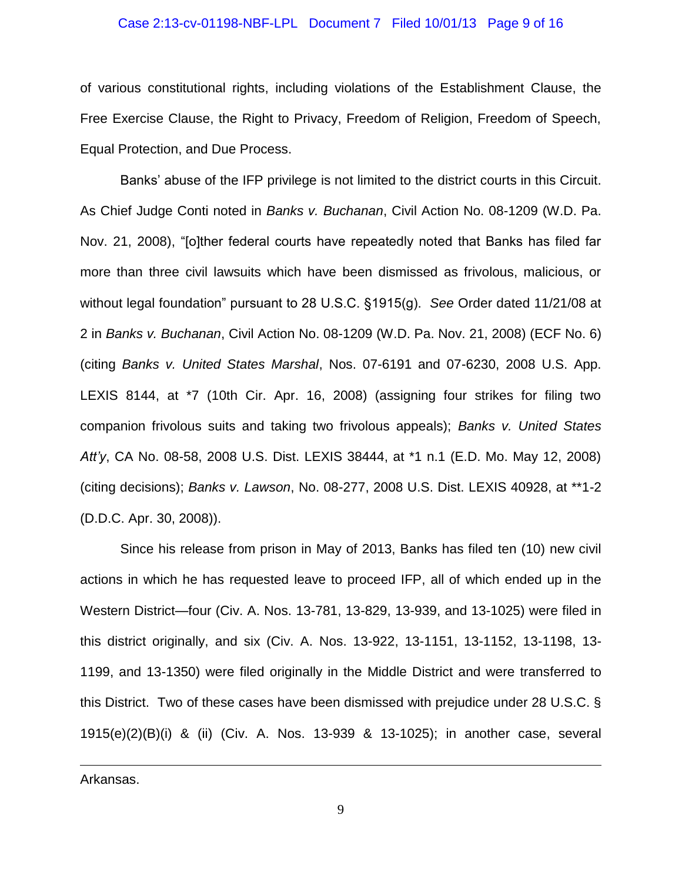of various constitutional rights, including violations of the Establishment Clause, the Free Exercise Clause, the Right to Privacy, Freedom of Religion, Freedom of Speech, Equal Protection, and Due Process.

Banks' abuse of the IFP privilege is not limited to the district courts in this Circuit. As Chief Judge Conti noted in *Banks v. Buchanan*, Civil Action No. 08-1209 (W.D. Pa. Nov. 21, 2008), "[o]ther federal courts have repeatedly noted that Banks has filed far more than three civil lawsuits which have been dismissed as frivolous, malicious, or without legal foundation" pursuant to 28 U.S.C. §1915(g). *See* Order dated 11/21/08 at 2 in *Banks v. Buchanan*, Civil Action No. 08-1209 (W.D. Pa. Nov. 21, 2008) (ECF No. 6) (citing *Banks v. United States Marshal*, Nos. 07-6191 and 07-6230, 2008 U.S. App. LEXIS 8144, at *7 (10th Cir. Apr. 16, 2008) (assigning four strikes for filing two companion frivolous suits and taking two frivolous appeals); *Banks v. United States Att'y*, CA No. 08-58, 2008 U.S. Dist. LEXIS 38444, at *1 n.1 (E.D. Mo. May 12, 2008) (citing decisions); *Banks v. Lawson*, No. 08-277, 2008 U.S. Dist. LEXIS 40928, at **1-2 (D.D.C. Apr. 30, 2008)).

Since his release from prison in May of 2013, Banks has filed ten (10) new civil actions in which he has requested leave to proceed IFP, all of which ended up in the Western District—four (Civ. A. Nos. 13-781, 13-829, 13-939, and 13-1025) were filed in this district originally, and six (Civ. A. Nos. 13-922, 13-1151, 13-1152, 13-1198, 13-1199, and 13-1350) were filed originally in the Middle District and were transferred to this District. Two of these cases have been dismissed with prejudice under 28 U.S.C. § 1915(e)(2)(B)(i) & (ii) (Civ. A. Nos. 13-939 & 13-1025); in another case, several

---

Arkansas.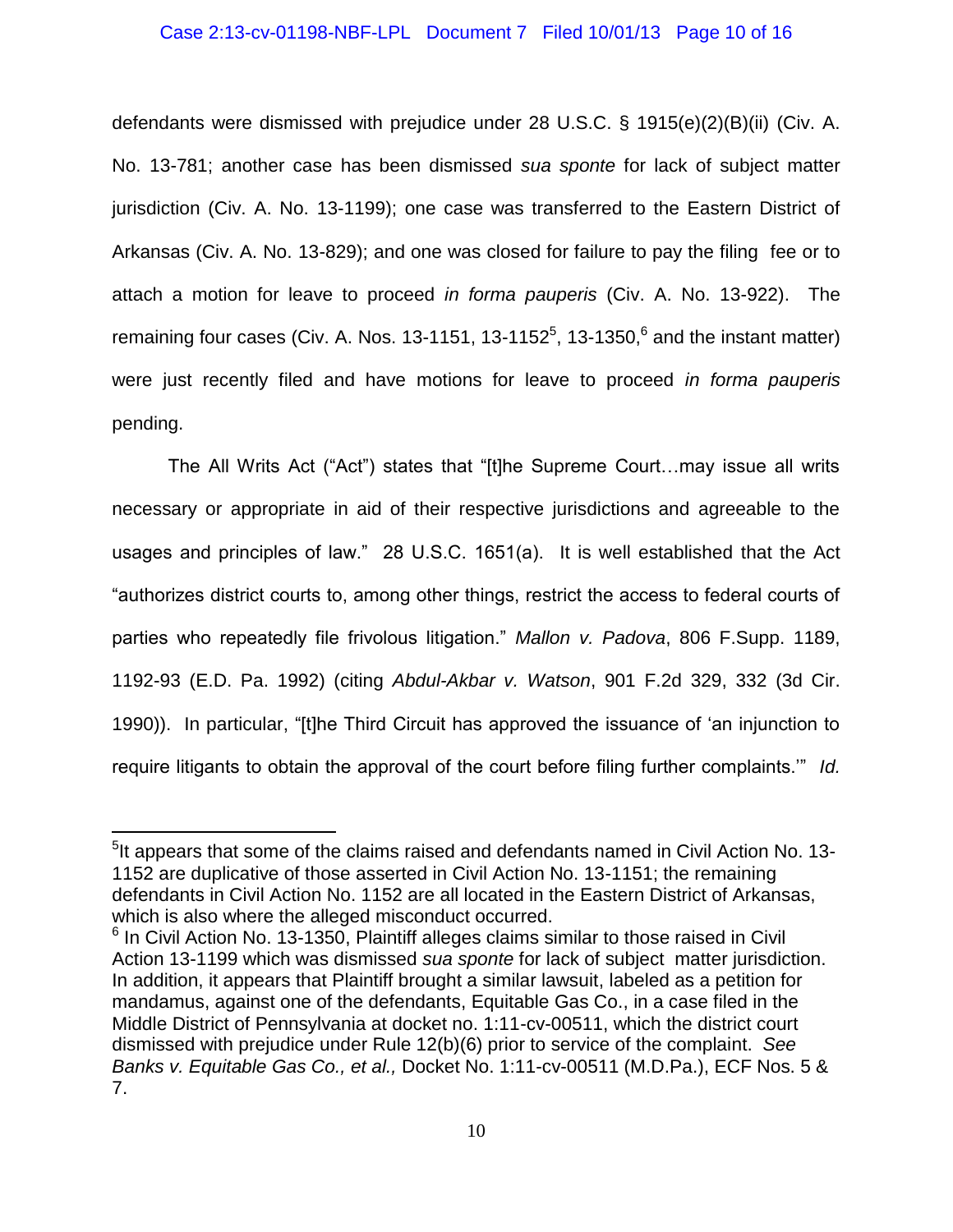defendants were dismissed with prejudice under 28 U.S.C. § 1915(e)(2)(B)(ii) (Civ. A. No. 13-781; another case has been dismissed *sua sponte* for lack of subject matter jurisdiction (Civ. A. No. 13-1199); one case was transferred to the Eastern District of Arkansas (Civ. A. No. 13-829); and one was closed for failure to pay the filing fee or to attach a motion for leave to proceed *in forma pauperis* (Civ. A. No. 13-922). The remaining four cases (Civ. A. Nos. 13-1151, 13-1152[5], 13-1350,[6] and the instant matter) were just recently filed and have motions for leave to proceed *in forma pauperis* pending.

The All Writs Act ("Act") states that "[t]he Supreme Court…may issue all writs necessary or appropriate in aid of their respective jurisdictions and agreeable to the usages and principles of law." 28 U.S.C. 1651(a). It is well established that the Act "authorizes district courts to, among other things, restrict the access to federal courts of parties who repeatedly file frivolous litigation." *Mallon v. Padova*, 806 F.Supp. 1189, 1192-93 (E.D. Pa. 1992) (citing *Abdul-Akbar v. Watson*, 901 F.2d 329, 332 (3d Cir. 1990)). In particular, "[t]he Third Circuit has approved the issuance of 'an injunction to require litigants to obtain the approval of the court before filing further complaints.'" *Id.*

---

[5]It appears that some of the claims raised and defendants named in Civil Action No. 13-1152 are duplicative of those asserted in Civil Action No. 13-1151; the remaining defendants in Civil Action No. 1152 are all located in the Eastern District of Arkansas, which is also where the alleged misconduct occurred.

[6] In Civil Action No. 13-1350, Plaintiff alleges claims similar to those raised in Civil Action 13-1199 which was dismissed *sua sponte* for lack of subject matter jurisdiction. In addition, it appears that Plaintiff brought a similar lawsuit, labeled as a petition for mandamus, against one of the defendants, Equitable Gas Co., in a case filed in the Middle District of Pennsylvania at docket no. 1:11-cv-00511, which the district court dismissed with prejudice under Rule 12(b)(6) prior to service of the complaint. *See Banks v. Equitable Gas Co., et al.,* Docket No. 1:11-cv-00511 (M.D.Pa.), ECF Nos. 5 & 7.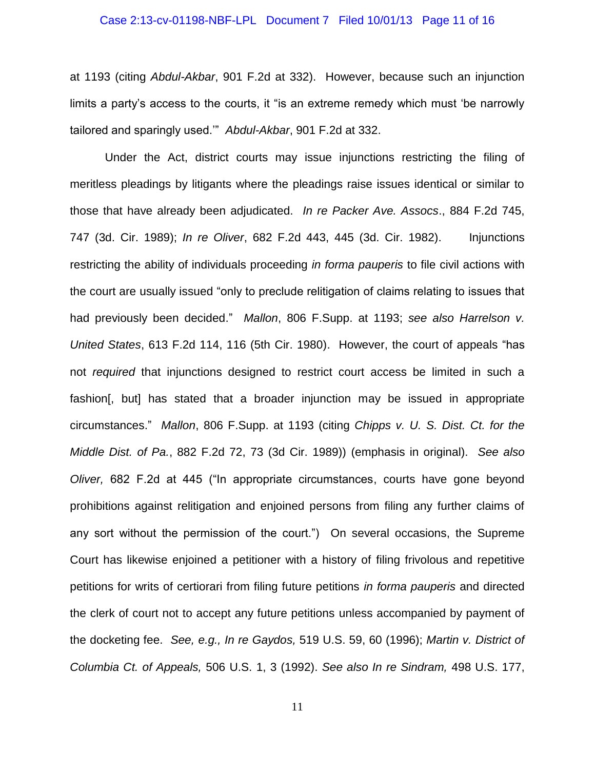at 1193 (citing *Abdul-Akbar*, 901 F.2d at 332). However, because such an injunction limits a party's access to the courts, it "is an extreme remedy which must 'be narrowly tailored and sparingly used.'" *Abdul-Akbar*, 901 F.2d at 332.

Under the Act, district courts may issue injunctions restricting the filing of meritless pleadings by litigants where the pleadings raise issues identical or similar to those that have already been adjudicated. *In re Packer Ave. Assocs*., 884 F.2d 745, 747 (3d. Cir. 1989); *In re Oliver*, 682 F.2d 443, 445 (3d. Cir. 1982). Injunctions restricting the ability of individuals proceeding *in forma pauperis* to file civil actions with the court are usually issued "only to preclude relitigation of claims relating to issues that had previously been decided." *Mallon*, 806 F.Supp. at 1193; *see also Harrelson v. United States*, 613 F.2d 114, 116 (5th Cir. 1980). However, the court of appeals "has not *required* that injunctions designed to restrict court access be limited in such a fashion[, but] has stated that a broader injunction may be issued in appropriate circumstances." *Mallon*, 806 F.Supp. at 1193 (citing *Chipps v. U. S. Dist. Ct. for the Middle Dist. of Pa.*, 882 F.2d 72, 73 (3d Cir. 1989)) (emphasis in original). *See also Oliver,* 682 F.2d at 445 ("In appropriate circumstances, courts have gone beyond prohibitions against relitigation and enjoined persons from filing any further claims of any sort without the permission of the court.") On several occasions, the Supreme Court has likewise enjoined a petitioner with a history of filing frivolous and repetitive petitions for writs of certiorari from filing future petitions *in forma pauperis* and directed the clerk of court not to accept any future petitions unless accompanied by payment of the docketing fee. *See, e.g., In re Gaydos,* 519 U.S. 59, 60 (1996); *Martin v. District of Columbia Ct. of Appeals,* 506 U.S. 1, 3 (1992). *See also In re Sindram,* 498 U.S. 177,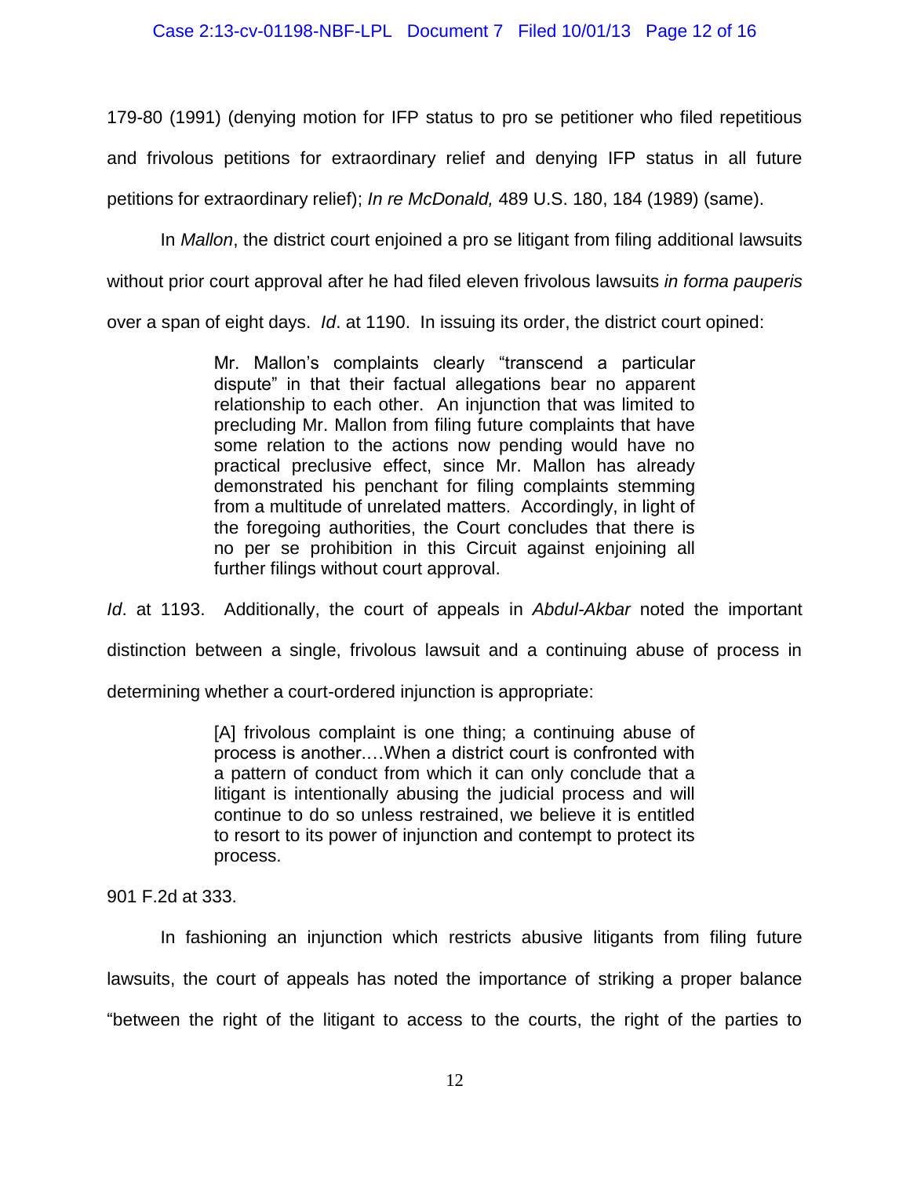179-80 (1991) (denying motion for IFP status to pro se petitioner who filed repetitious and frivolous petitions for extraordinary relief and denying IFP status in all future petitions for extraordinary relief); *In re McDonald,* 489 U.S. 180, 184 (1989) (same).

In *Mallon*, the district court enjoined a pro se litigant from filing additional lawsuits without prior court approval after he had filed eleven frivolous lawsuits *in forma pauperis* over a span of eight days. *Id*. at 1190. In issuing its order, the district court opined:

> Mr. Mallon's complaints clearly "transcend a particular dispute" in that their factual allegations bear no apparent relationship to each other. An injunction that was limited to precluding Mr. Mallon from filing future complaints that have some relation to the actions now pending would have no practical preclusive effect, since Mr. Mallon has already demonstrated his penchant for filing complaints stemming from a multitude of unrelated matters. Accordingly, in light of the foregoing authorities, the Court concludes that there is no per se prohibition in this Circuit against enjoining all further filings without court approval.

*Id*. at 1193. Additionally, the court of appeals in *Abdul-Akbar* noted the important distinction between a single, frivolous lawsuit and a continuing abuse of process in determining whether a court-ordered injunction is appropriate:

> [A] frivolous complaint is one thing; a continuing abuse of process is another.…When a district court is confronted with a pattern of conduct from which it can only conclude that a litigant is intentionally abusing the judicial process and will continue to do so unless restrained, we believe it is entitled to resort to its power of injunction and contempt to protect its process.

901 F.2d at 333.

In fashioning an injunction which restricts abusive litigants from filing future lawsuits, the court of appeals has noted the importance of striking a proper balance "between the right of the litigant to access to the courts, the right of the parties to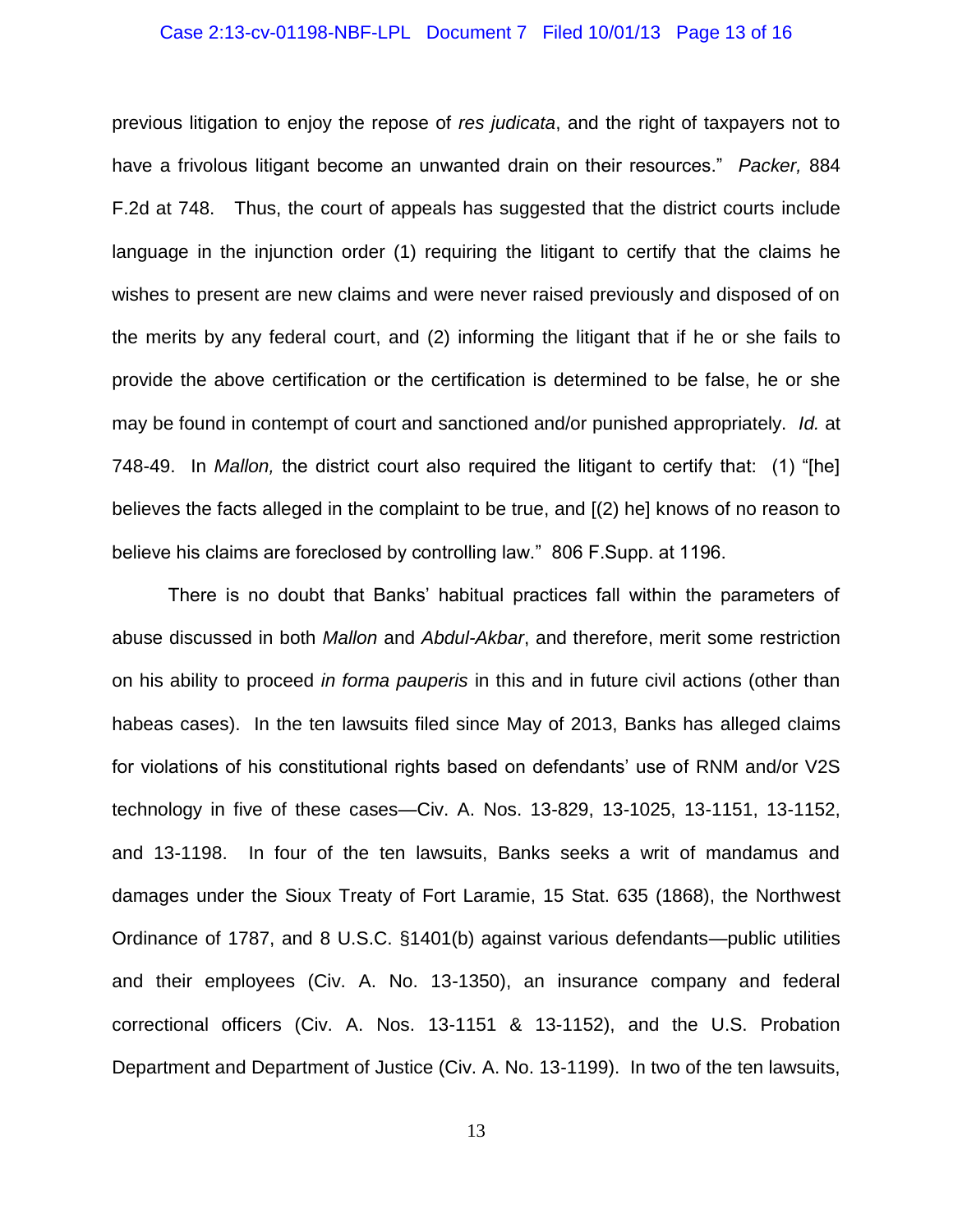previous litigation to enjoy the repose of *res judicata*, and the right of taxpayers not to have a frivolous litigant become an unwanted drain on their resources." *Packer,* 884 F.2d at 748. Thus, the court of appeals has suggested that the district courts include language in the injunction order (1) requiring the litigant to certify that the claims he wishes to present are new claims and were never raised previously and disposed of on the merits by any federal court, and (2) informing the litigant that if he or she fails to provide the above certification or the certification is determined to be false, he or she may be found in contempt of court and sanctioned and/or punished appropriately. *Id.* at 748-49. In *Mallon,* the district court also required the litigant to certify that: (1) "[he] believes the facts alleged in the complaint to be true, and [(2) he] knows of no reason to believe his claims are foreclosed by controlling law." 806 F.Supp. at 1196.

There is no doubt that Banks' habitual practices fall within the parameters of abuse discussed in both *Mallon* and *Abdul-Akbar*, and therefore, merit some restriction on his ability to proceed *in forma pauperis* in this and in future civil actions (other than habeas cases). In the ten lawsuits filed since May of 2013, Banks has alleged claims for violations of his constitutional rights based on defendants' use of RNM and/or V2S technology in five of these cases—Civ. A. Nos. 13-829, 13-1025, 13-1151, 13-1152, and 13-1198. In four of the ten lawsuits, Banks seeks a writ of mandamus and damages under the Sioux Treaty of Fort Laramie, 15 Stat. 635 (1868), the Northwest Ordinance of 1787, and 8 U.S.C. §1401(b) against various defendants—public utilities and their employees (Civ. A. No. 13-1350), an insurance company and federal correctional officers (Civ. A. Nos. 13-1151 & 13-1152), and the U.S. Probation Department and Department of Justice (Civ. A. No. 13-1199). In two of the ten lawsuits,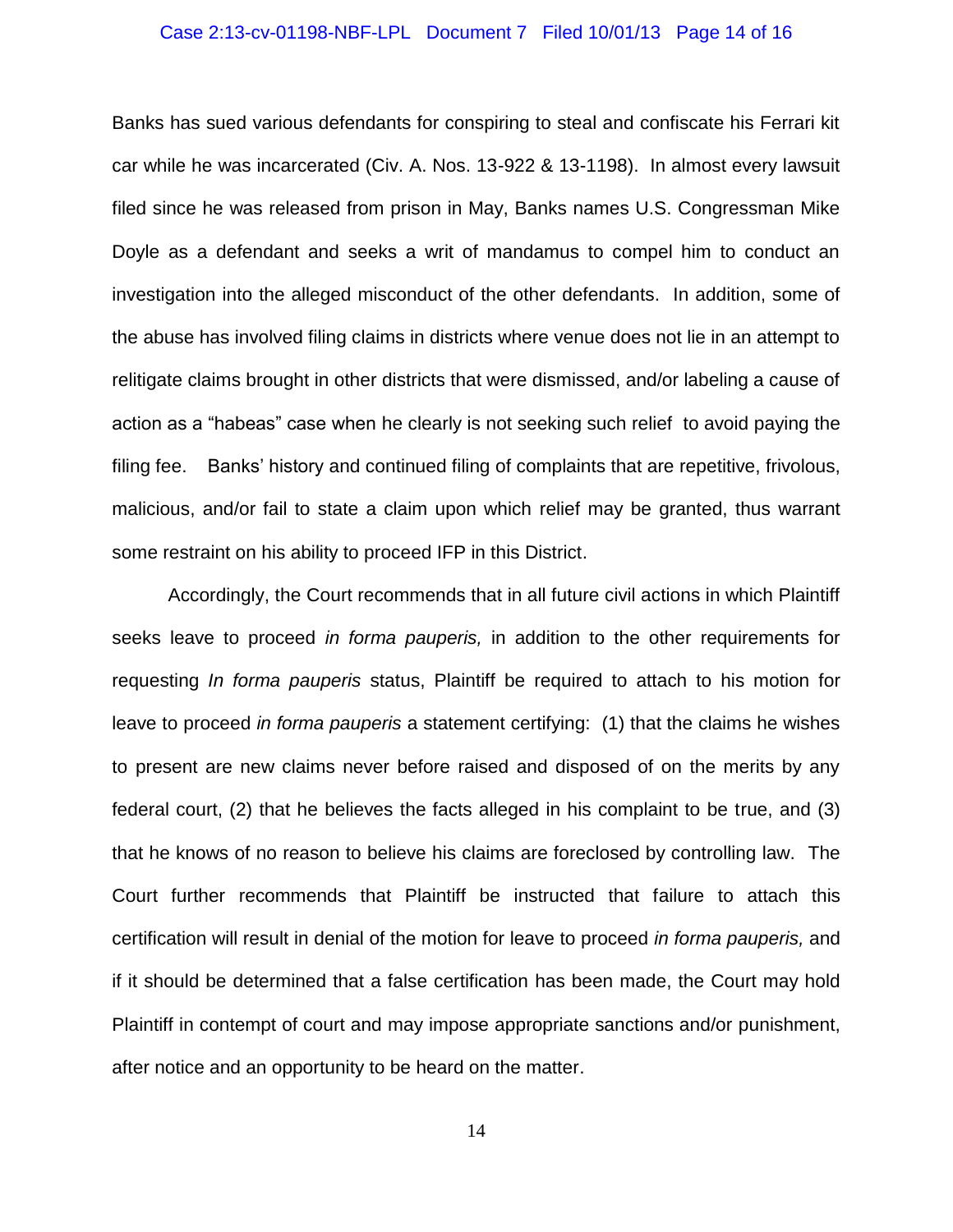Banks has sued various defendants for conspiring to steal and confiscate his Ferrari kit car while he was incarcerated (Civ. A. Nos. 13-922 & 13-1198). In almost every lawsuit filed since he was released from prison in May, Banks names U.S. Congressman Mike Doyle as a defendant and seeks a writ of mandamus to compel him to conduct an investigation into the alleged misconduct of the other defendants. In addition, some of the abuse has involved filing claims in districts where venue does not lie in an attempt to relitigate claims brought in other districts that were dismissed, and/or labeling a cause of action as a "habeas" case when he clearly is not seeking such relief to avoid paying the filing fee. Banks' history and continued filing of complaints that are repetitive, frivolous, malicious, and/or fail to state a claim upon which relief may be granted, thus warrant some restraint on his ability to proceed IFP in this District.

Accordingly, the Court recommends that in all future civil actions in which Plaintiff seeks leave to proceed *in forma pauperis,* in addition to the other requirements for requesting *In forma pauperis* status, Plaintiff be required to attach to his motion for leave to proceed *in forma pauperis* a statement certifying: (1) that the claims he wishes to present are new claims never before raised and disposed of on the merits by any federal court, (2) that he believes the facts alleged in his complaint to be true, and (3) that he knows of no reason to believe his claims are foreclosed by controlling law. The Court further recommends that Plaintiff be instructed that failure to attach this certification will result in denial of the motion for leave to proceed *in forma pauperis,* and if it should be determined that a false certification has been made, the Court may hold Plaintiff in contempt of court and may impose appropriate sanctions and/or punishment, after notice and an opportunity to be heard on the matter.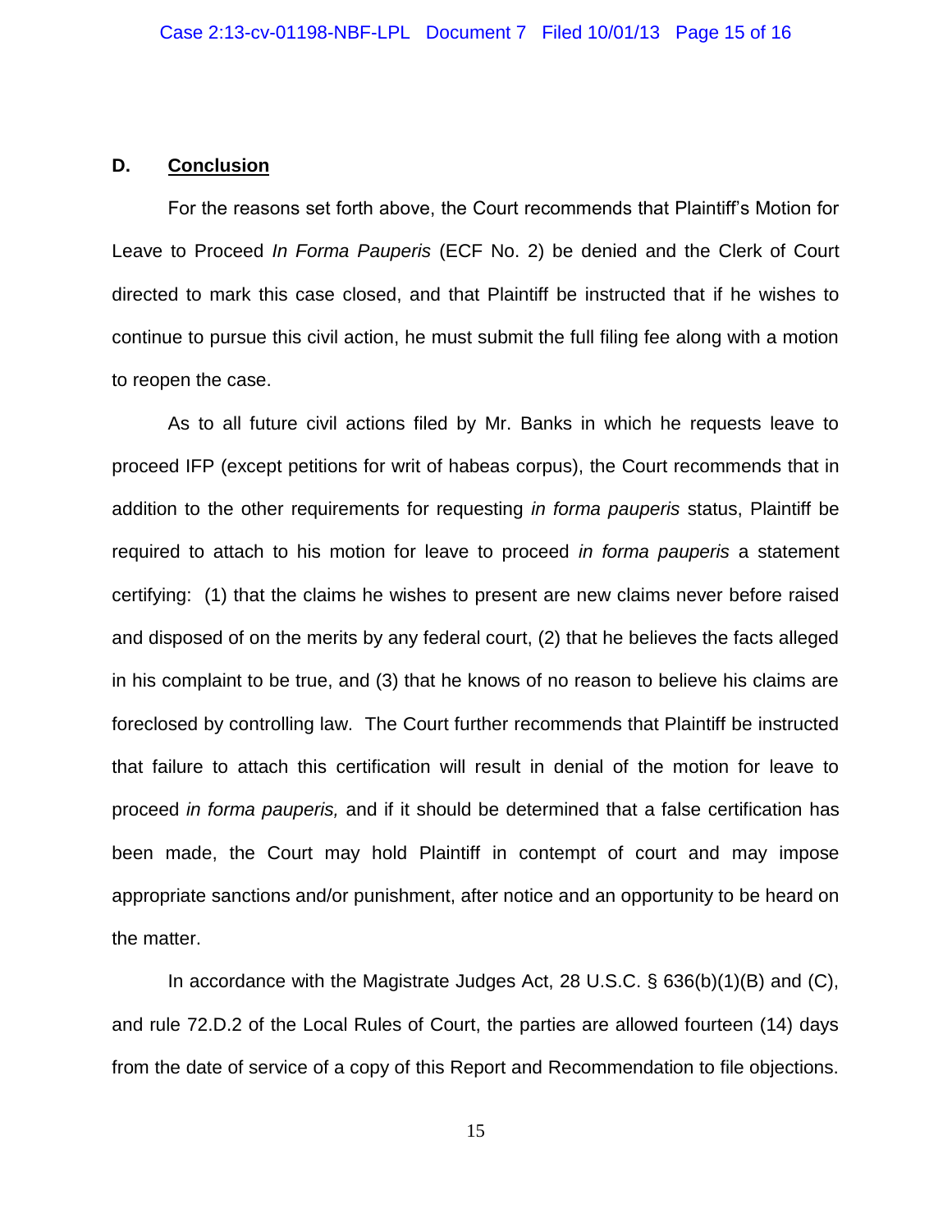### D. **Conclusion**

For the reasons set forth above, the Court recommends that Plaintiff's Motion for Leave to Proceed *In Forma Pauperis* (ECF No. 2) be denied and the Clerk of Court directed to mark this case closed, and that Plaintiff be instructed that if he wishes to continue to pursue this civil action, he must submit the full filing fee along with a motion to reopen the case.

As to all future civil actions filed by Mr. Banks in which he requests leave to proceed IFP (except petitions for writ of habeas corpus), the Court recommends that in addition to the other requirements for requesting *in forma pauperis* status, Plaintiff be required to attach to his motion for leave to proceed *in forma pauperis* a statement certifying: (1) that the claims he wishes to present are new claims never before raised and disposed of on the merits by any federal court, (2) that he believes the facts alleged in his complaint to be true, and (3) that he knows of no reason to believe his claims are foreclosed by controlling law. The Court further recommends that Plaintiff be instructed that failure to attach this certification will result in denial of the motion for leave to proceed *in forma pauperis,* and if it should be determined that a false certification has been made, the Court may hold Plaintiff in contempt of court and may impose appropriate sanctions and/or punishment, after notice and an opportunity to be heard on the matter.

In accordance with the Magistrate Judges Act, 28 U.S.C. § 636(b)(1)(B) and (C), and rule 72.D.2 of the Local Rules of Court, the parties are allowed fourteen (14) days from the date of service of a copy of this Report and Recommendation to file objections.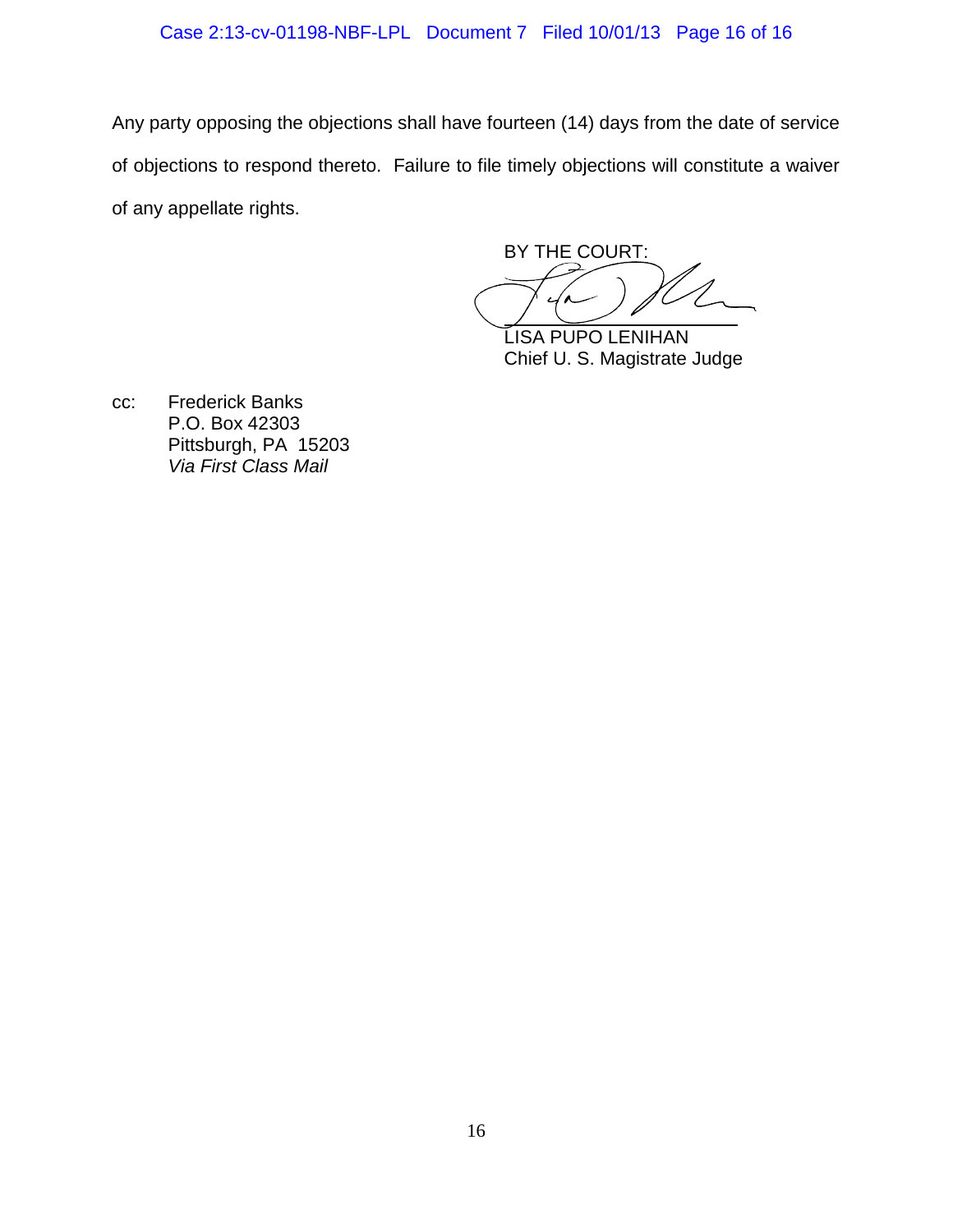Any party opposing the objections shall have fourteen (14) days from the date of service of objections to respond thereto. Failure to file timely objections will constitute a waiver of any appellate rights.

BY THE COURT:

LISA PUPO LENIHAN
Chief U. S. Magistrate Judge

cc: Frederick Banks
P.O. Box 42303
Pittsburgh, PA 15203
*Via First Class Mail*